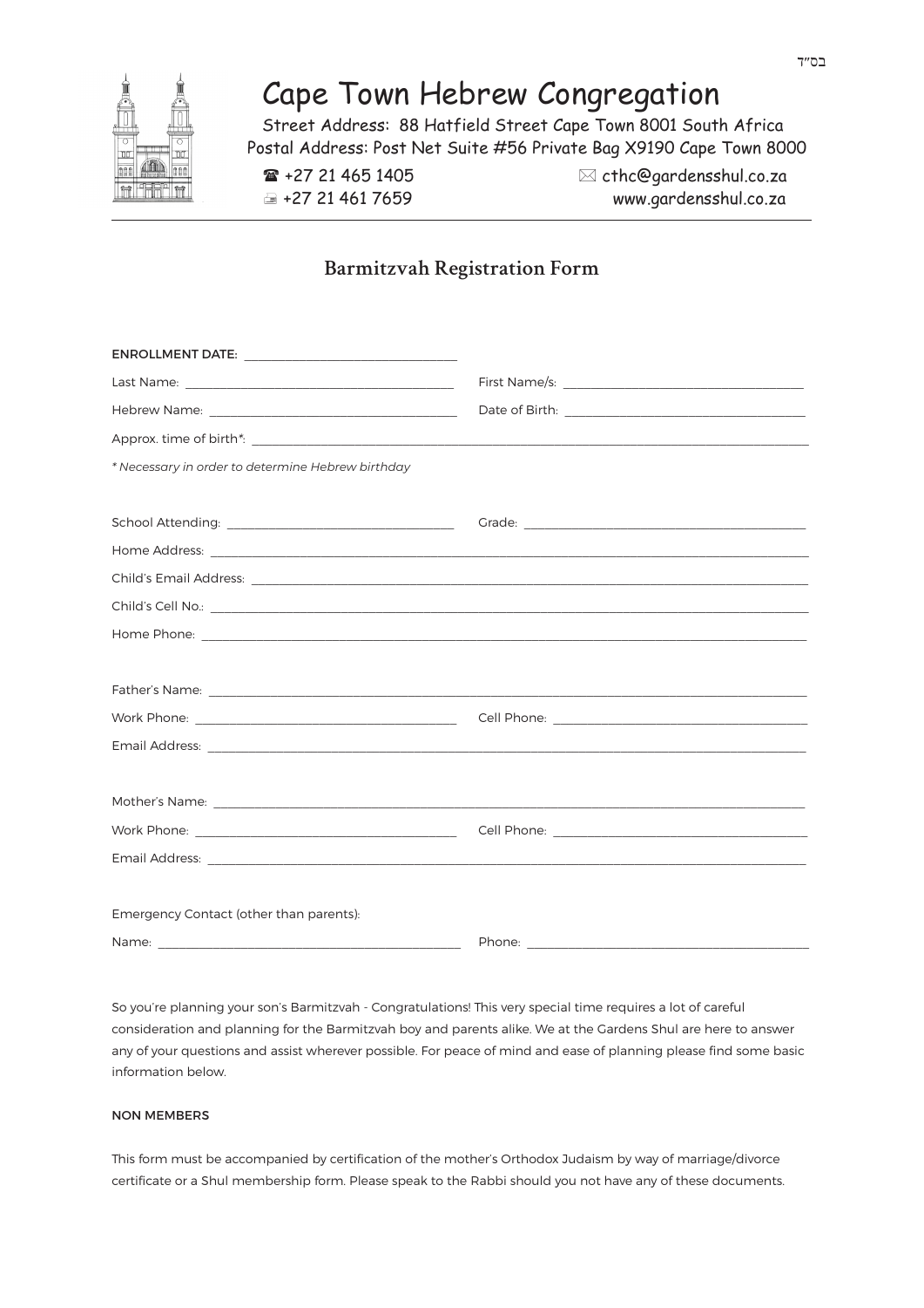בס"ד

# Cape Town Hebrew Congregation

Street Address: 88 Hatfield Street Cape Town 8001 South Africa
Postal Address: Post Net Suite #56 Private Bag X9190 Cape Town 8000

☎ +27 21 465 1405 ✉ cthc@gardensshul.co.za
+27 21 461 7659 www.gardensshul.co.za

## Barmitzvah Registration Form

ENROLLMENT DATE: ______________________________

Last Name: ______________________________ First Name/s: ______________________________

Hebrew Name: ______________________________ Date of Birth: ______________________________

Approx. time of birth*: ______________________________

*\* Necessary in order to determine Hebrew birthday*

School Attending: ______________________________ Grade: ______________________________

Home Address: ______________________________

Child's Email Address: ______________________________

Child's Cell No.: ______________________________

Home Phone: ______________________________

Father's Name: ______________________________

Work Phone: ______________________________ Cell Phone: ______________________________

Email Address: ______________________________

Mother's Name: ______________________________

Work Phone: ______________________________ Cell Phone: ______________________________

Email Address: ______________________________

Emergency Contact (other than parents):

Name: ______________________________ Phone: ______________________________

So you're planning your son's Barmitzvah - Congratulations! This very special time requires a lot of careful consideration and planning for the Barmitzvah boy and parents alike. We at the Gardens Shul are here to answer any of your questions and assist wherever possible. For peace of mind and ease of planning please find some basic information below.

### NON MEMBERS

This form must be accompanied by certification of the mother's Orthodox Judaism by way of marriage/divorce certificate or a Shul membership form. Please speak to the Rabbi should you not have any of these documents.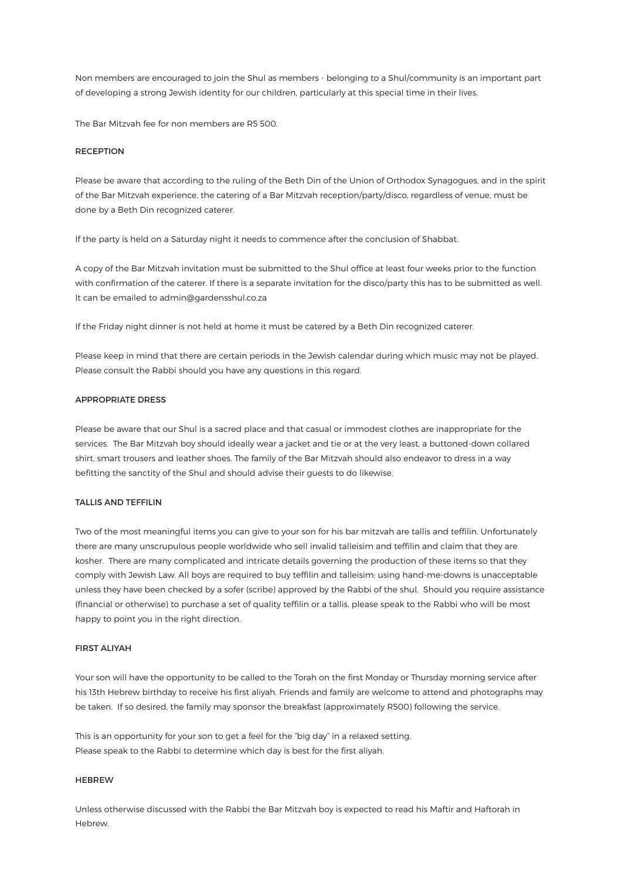Non members are encouraged to join the Shul as members - belonging to a Shul/community is an important part of developing a strong Jewish identity for our children, particularly at this special time in their lives.

The Bar Mitzvah fee for non members are R5 500.

## RECEPTION

Please be aware that according to the ruling of the Beth Din of the Union of Orthodox Synagogues, and in the spirit of the Bar Mitzvah experience, the catering of a Bar Mitzvah reception/party/disco, regardless of venue, must be done by a Beth Din recognized caterer.

If the party is held on a Saturday night it needs to commence after the conclusion of Shabbat.

A copy of the Bar Mitzvah invitation must be submitted to the Shul office at least four weeks prior to the function with confirmation of the caterer. If there is a separate invitation for the disco/party this has to be submitted as well. It can be emailed to admin@gardensshul.co.za

If the Friday night dinner is not held at home it must be catered by a Beth Din recognized caterer.

Please keep in mind that there are certain periods in the Jewish calendar during which music may not be played. Please consult the Rabbi should you have any questions in this regard.

## APPROPRIATE DRESS

Please be aware that our Shul is a sacred place and that casual or immodest clothes are inappropriate for the services. The Bar Mitzvah boy should ideally wear a jacket and tie or at the very least, a buttoned-down collared shirt, smart trousers and leather shoes. The family of the Bar Mitzvah should also endeavor to dress in a way befitting the sanctity of the Shul and should advise their guests to do likewise.

## TALLIS AND TEFFILIN

Two of the most meaningful items you can give to your son for his bar mitzvah are tallis and teffilin. Unfortunately there are many unscrupulous people worldwide who sell invalid talleisim and teffilin and claim that they are kosher. There are many complicated and intricate details governing the production of these items so that they comply with Jewish Law. All boys are required to buy teffilin and talleisim; using hand-me-downs is unacceptable unless they have been checked by a sofer (scribe) approved by the Rabbi of the shul. Should you require assistance (financial or otherwise) to purchase a set of quality teffilin or a tallis, please speak to the Rabbi who will be most happy to point you in the right direction.

## FIRST ALIYAH

Your son will have the opportunity to be called to the Torah on the first Monday or Thursday morning service after his 13th Hebrew birthday to receive his first aliyah. Friends and family are welcome to attend and photographs may be taken. If so desired, the family may sponsor the breakfast (approximately R500) following the service.

This is an opportunity for your son to get a feel for the "big day" in a relaxed setting.
Please speak to the Rabbi to determine which day is best for the first aliyah.

## HEBREW

Unless otherwise discussed with the Rabbi the Bar Mitzvah boy is expected to read his Maftir and Haftorah in Hebrew.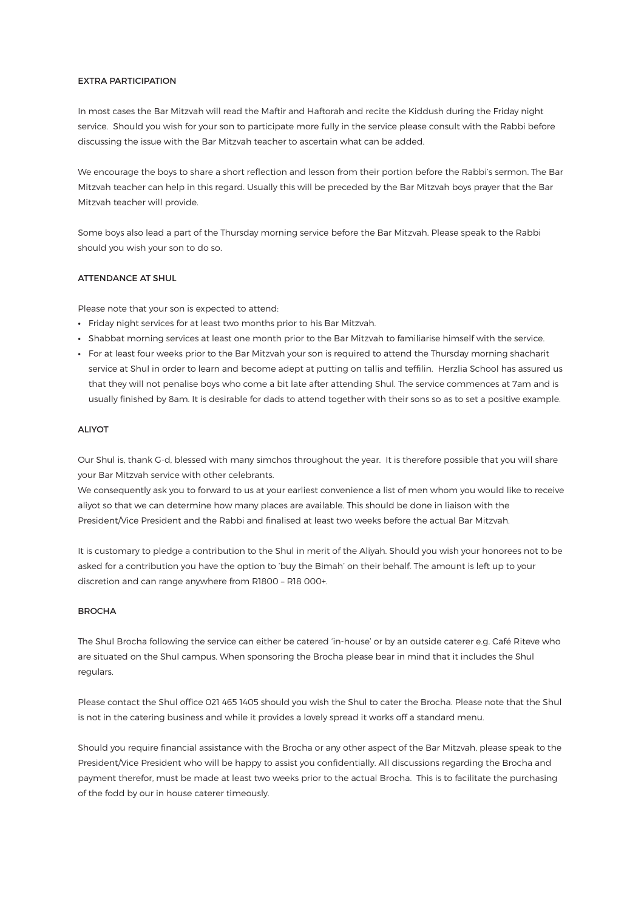## EXTRA PARTICIPATION

In most cases the Bar Mitzvah will read the Maftir and Haftorah and recite the Kiddush during the Friday night service. Should you wish for your son to participate more fully in the service please consult with the Rabbi before discussing the issue with the Bar Mitzvah teacher to ascertain what can be added.

We encourage the boys to share a short reflection and lesson from their portion before the Rabbi's sermon. The Bar Mitzvah teacher can help in this regard. Usually this will be preceded by the Bar Mitzvah boys prayer that the Bar Mitzvah teacher will provide.

Some boys also lead a part of the Thursday morning service before the Bar Mitzvah. Please speak to the Rabbi should you wish your son to do so.

## ATTENDANCE AT SHUL

Please note that your son is expected to attend:

- Friday night services for at least two months prior to his Bar Mitzvah.
- Shabbat morning services at least one month prior to the Bar Mitzvah to familiarise himself with the service.
- For at least four weeks prior to the Bar Mitzvah your son is required to attend the Thursday morning shacharit service at Shul in order to learn and become adept at putting on tallis and teffilin. Herzlia School has assured us that they will not penalise boys who come a bit late after attending Shul. The service commences at 7am and is usually finished by 8am. It is desirable for dads to attend together with their sons so as to set a positive example.

## ALIYOT

Our Shul is, thank G-d, blessed with many simchos throughout the year. It is therefore possible that you will share your Bar Mitzvah service with other celebrants.
We consequently ask you to forward to us at your earliest convenience a list of men whom you would like to receive aliyot so that we can determine how many places are available. This should be done in liaison with the President/Vice President and the Rabbi and finalised at least two weeks before the actual Bar Mitzvah.

It is customary to pledge a contribution to the Shul in merit of the Aliyah. Should you wish your honorees not to be asked for a contribution you have the option to 'buy the Bimah' on their behalf. The amount is left up to your discretion and can range anywhere from R1800 – R18 000+.

## BROCHA

The Shul Brocha following the service can either be catered 'in-house' or by an outside caterer e.g. Café Riteve who are situated on the Shul campus. When sponsoring the Brocha please bear in mind that it includes the Shul regulars.

Please contact the Shul office 021 465 1405 should you wish the Shul to cater the Brocha. Please note that the Shul is not in the catering business and while it provides a lovely spread it works off a standard menu.

Should you require financial assistance with the Brocha or any other aspect of the Bar Mitzvah, please speak to the President/Vice President who will be happy to assist you confidentially. All discussions regarding the Brocha and payment therefor, must be made at least two weeks prior to the actual Brocha. This is to facilitate the purchasing of the fodd by our in house caterer timeously.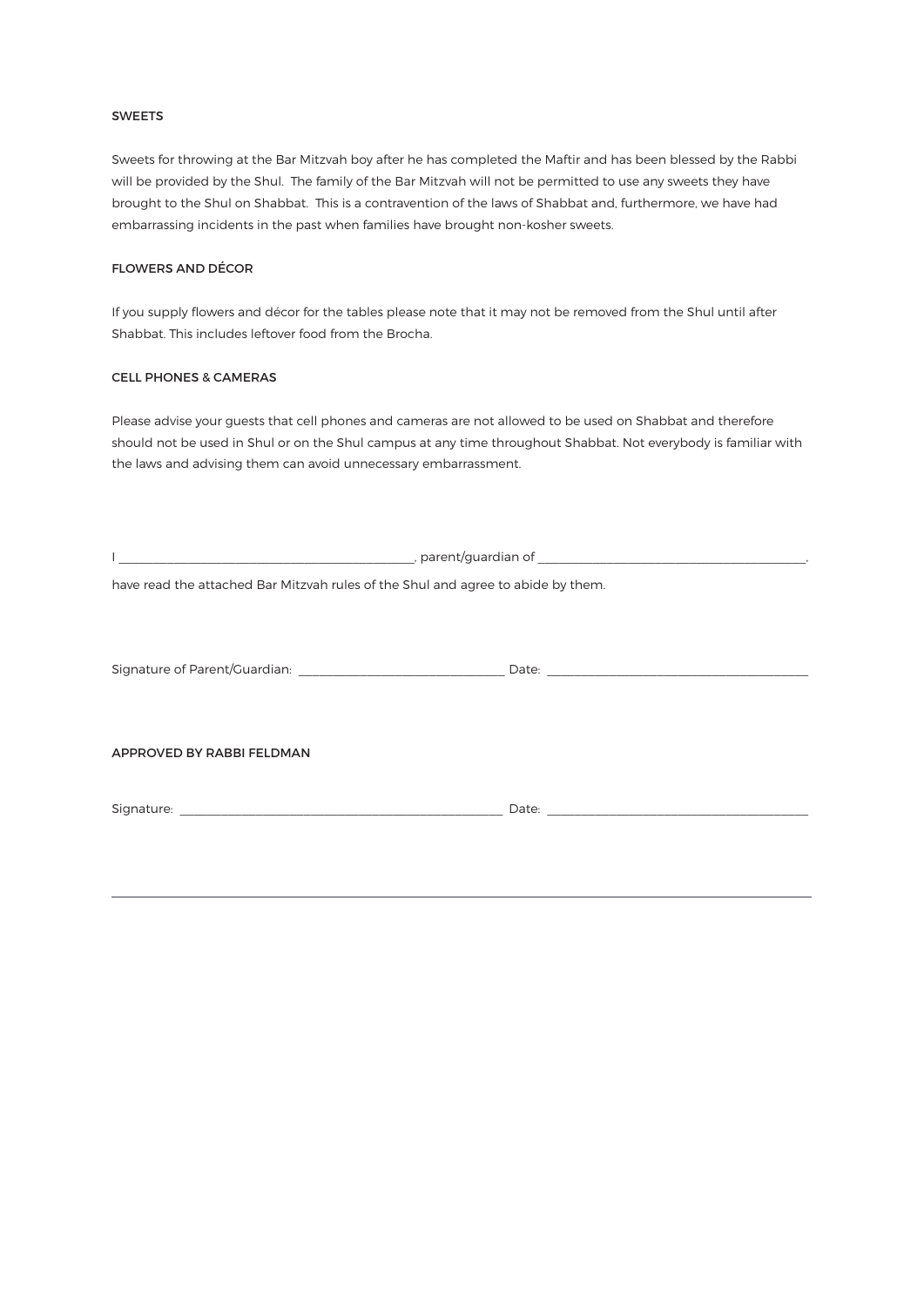### SWEETS

Sweets for throwing at the Bar Mitzvah boy after he has completed the Maftir and has been blessed by the Rabbi will be provided by the Shul. The family of the Bar Mitzvah will not be permitted to use any sweets they have brought to the Shul on Shabbat. This is a contravention of the laws of Shabbat and, furthermore, we have had embarrassing incidents in the past when families have brought non-kosher sweets.

### FLOWERS AND DÉCOR

If you supply flowers and décor for the tables please note that it may not be removed from the Shul until after Shabbat. This includes leftover food from the Brocha.

### CELL PHONES & CAMERAS

Please advise your guests that cell phones and cameras are not allowed to be used on Shabbat and therefore should not be used in Shul or on the Shul campus at any time throughout Shabbat. Not everybody is familiar with the laws and advising them can avoid unnecessary embarrassment.

I ____________________________________________, parent/guardian of ________________________________________,

have read the attached Bar Mitzvah rules of the Shul and agree to abide by them.

Signature of Parent/Guardian: ______________________________ Date: ______________________________________

### APPROVED BY RABBI FELDMAN

Signature: ______________________________________________ Date: ______________________________________

---